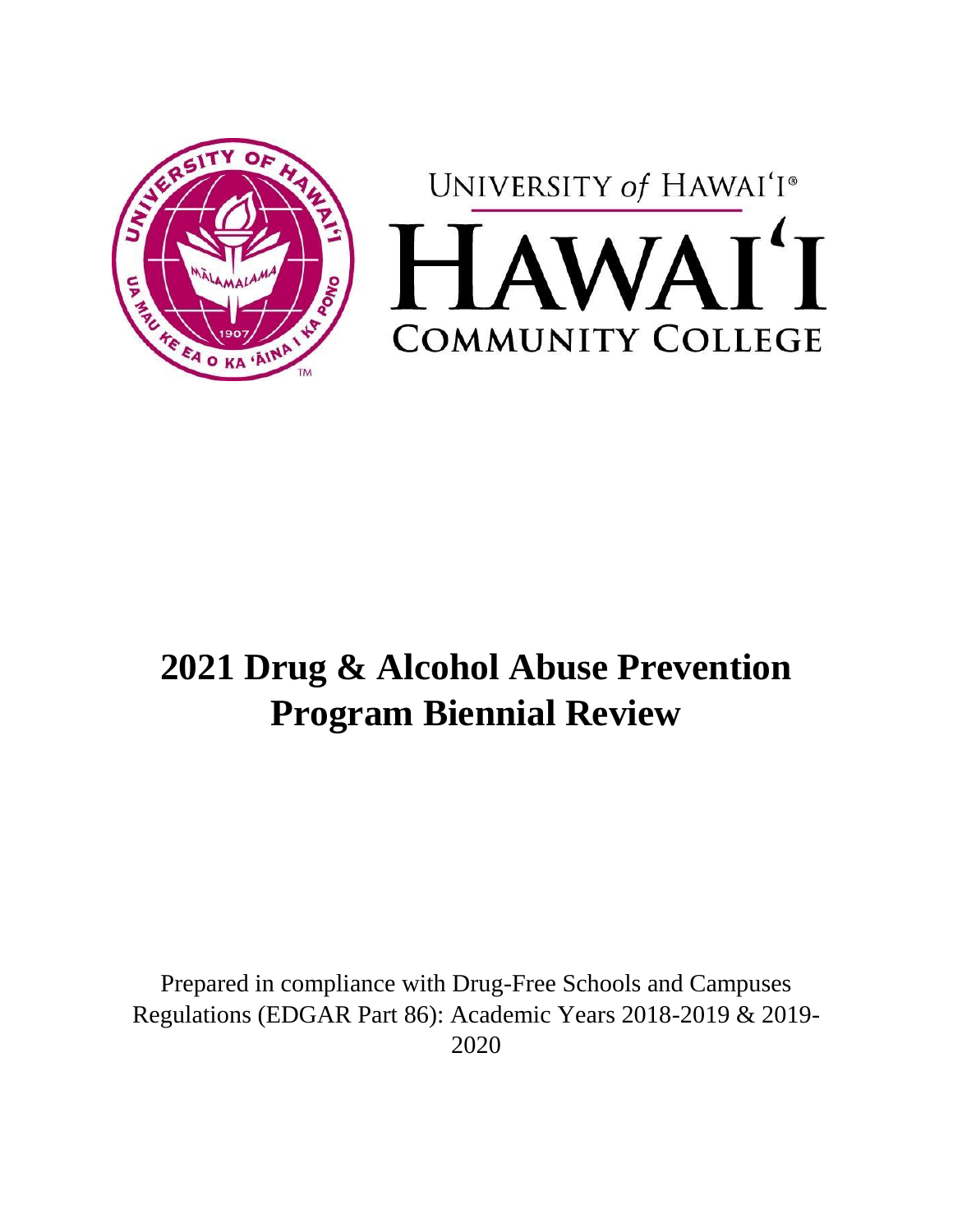# 2021 Drug & Alcohol Abuse Prevention Program Biennial Review

Prepared in compliance with Drug-Free Schools and Campuses Regulations (EDGAR Part 86): Academic Years 2018-2019 & 2019-2020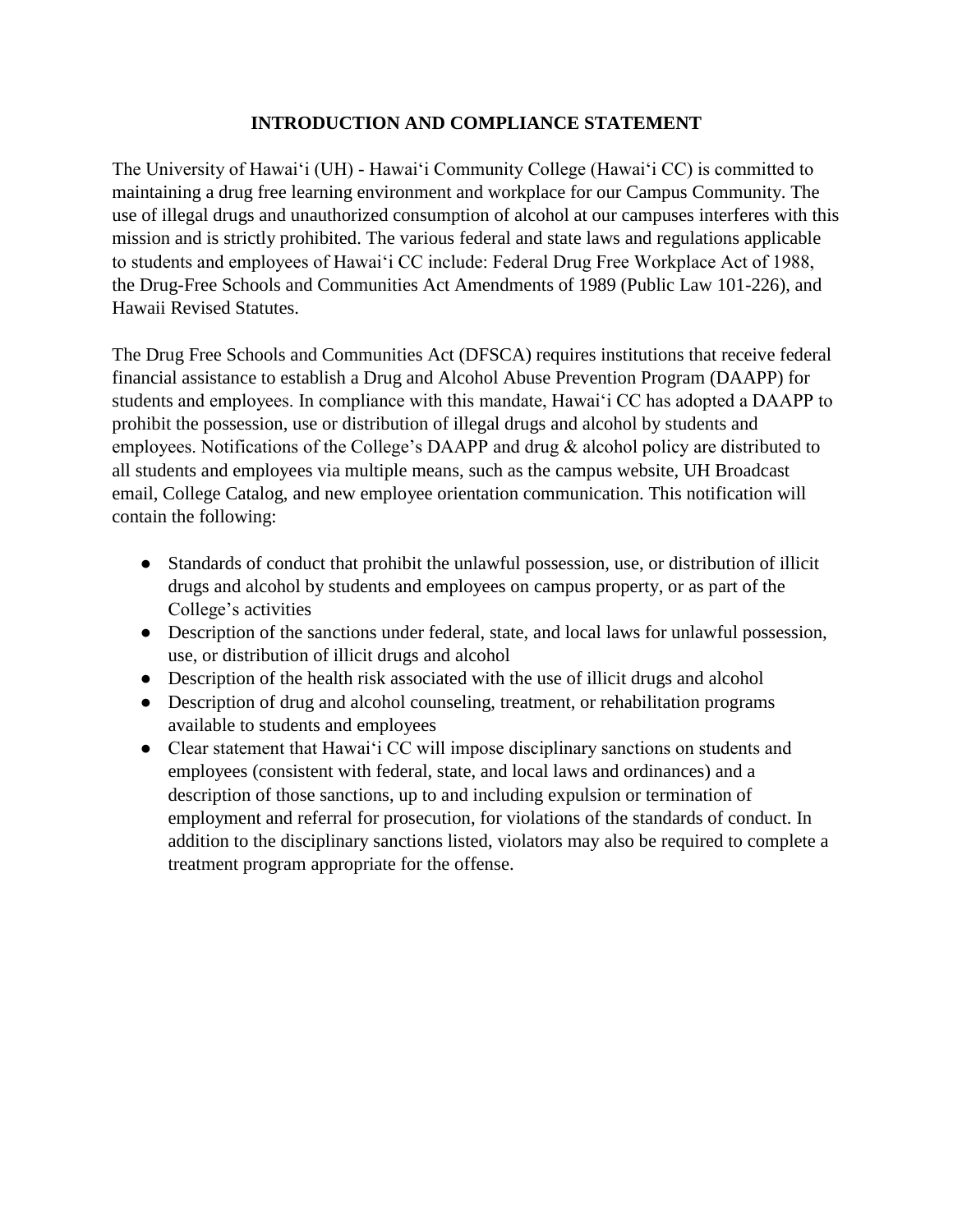## INTRODUCTION AND COMPLIANCE STATEMENT

The University of Hawaiʻi (UH) - Hawaiʻi Community College (Hawaiʻi CC) is committed to maintaining a drug free learning environment and workplace for our Campus Community. The use of illegal drugs and unauthorized consumption of alcohol at our campuses interferes with this mission and is strictly prohibited. The various federal and state laws and regulations applicable to students and employees of Hawaiʻi CC include: Federal Drug Free Workplace Act of 1988, the Drug-Free Schools and Communities Act Amendments of 1989 (Public Law 101-226), and Hawaii Revised Statutes.

The Drug Free Schools and Communities Act (DFSCA) requires institutions that receive federal financial assistance to establish a Drug and Alcohol Abuse Prevention Program (DAAPP) for students and employees. In compliance with this mandate, Hawaiʻi CC has adopted a DAAPP to prohibit the possession, use or distribution of illegal drugs and alcohol by students and employees. Notifications of the College's DAAPP and drug & alcohol policy are distributed to all students and employees via multiple means, such as the campus website, UH Broadcast email, College Catalog, and new employee orientation communication. This notification will contain the following:

- Standards of conduct that prohibit the unlawful possession, use, or distribution of illicit drugs and alcohol by students and employees on campus property, or as part of the College's activities
- Description of the sanctions under federal, state, and local laws for unlawful possession, use, or distribution of illicit drugs and alcohol
- Description of the health risk associated with the use of illicit drugs and alcohol
- Description of drug and alcohol counseling, treatment, or rehabilitation programs available to students and employees
- Clear statement that Hawaiʻi CC will impose disciplinary sanctions on students and employees (consistent with federal, state, and local laws and ordinances) and a description of those sanctions, up to and including expulsion or termination of employment and referral for prosecution, for violations of the standards of conduct. In addition to the disciplinary sanctions listed, violators may also be required to complete a treatment program appropriate for the offense.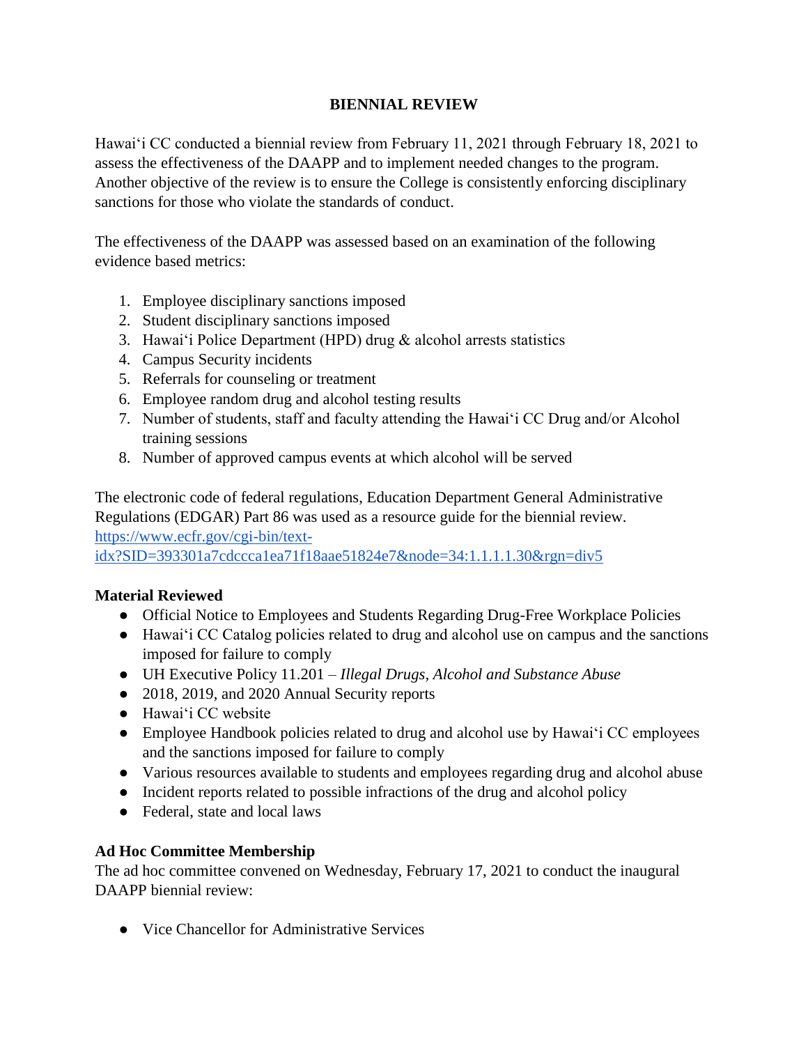## BIENNIAL REVIEW

Hawaiʻi CC conducted a biennial review from February 11, 2021 through February 18, 2021 to assess the effectiveness of the DAAPP and to implement needed changes to the program. Another objective of the review is to ensure the College is consistently enforcing disciplinary sanctions for those who violate the standards of conduct.

The effectiveness of the DAAPP was assessed based on an examination of the following evidence based metrics:

1. Employee disciplinary sanctions imposed
2. Student disciplinary sanctions imposed
3. Hawaiʻi Police Department (HPD) drug & alcohol arrests statistics
4. Campus Security incidents
5. Referrals for counseling or treatment
6. Employee random drug and alcohol testing results
7. Number of students, staff and faculty attending the Hawaiʻi CC Drug and/or Alcohol training sessions
8. Number of approved campus events at which alcohol will be served

The electronic code of federal regulations, Education Department General Administrative Regulations (EDGAR) Part 86 was used as a resource guide for the biennial review. [https://www.ecfr.gov/cgi-bin/text-idx?SID=393301a7cdccca1ea71f18aae51824e7&node=34:1.1.1.1.30&rgn=div5](https://www.ecfr.gov/cgi-bin/text-idx?SID=393301a7cdccca1ea71f18aae51824e7&node=34:1.1.1.1.30&rgn=div5)

### Material Reviewed

- Official Notice to Employees and Students Regarding Drug-Free Workplace Policies
- Hawaiʻi CC Catalog policies related to drug and alcohol use on campus and the sanctions imposed for failure to comply
- UH Executive Policy 11.201 – *Illegal Drugs, Alcohol and Substance Abuse*
- 2018, 2019, and 2020 Annual Security reports
- Hawaiʻi CC website
- Employee Handbook policies related to drug and alcohol use by Hawaiʻi CC employees and the sanctions imposed for failure to comply
- Various resources available to students and employees regarding drug and alcohol abuse
- Incident reports related to possible infractions of the drug and alcohol policy
- Federal, state and local laws

### Ad Hoc Committee Membership

The ad hoc committee convened on Wednesday, February 17, 2021 to conduct the inaugural DAAPP biennial review:

- Vice Chancellor for Administrative Services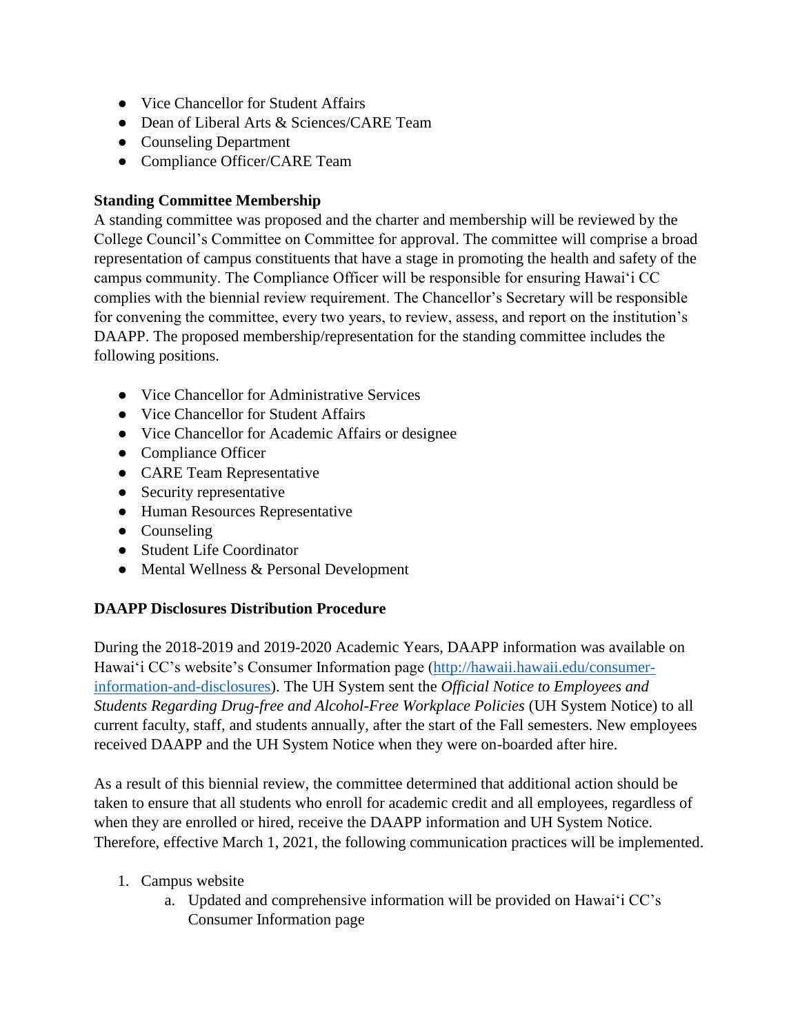- Vice Chancellor for Student Affairs
- Dean of Liberal Arts & Sciences/CARE Team
- Counseling Department
- Compliance Officer/CARE Team

**Standing Committee Membership**

A standing committee was proposed and the charter and membership will be reviewed by the College Council's Committee on Committee for approval. The committee will comprise a broad representation of campus constituents that have a stage in promoting the health and safety of the campus community. The Compliance Officer will be responsible for ensuring Hawaiʻi CC complies with the biennial review requirement. The Chancellor's Secretary will be responsible for convening the committee, every two years, to review, assess, and report on the institution's DAAPP. The proposed membership/representation for the standing committee includes the following positions.

- Vice Chancellor for Administrative Services
- Vice Chancellor for Student Affairs
- Vice Chancellor for Academic Affairs or designee
- Compliance Officer
- CARE Team Representative
- Security representative
- Human Resources Representative
- Counseling
- Student Life Coordinator
- Mental Wellness & Personal Development

**DAAPP Disclosures Distribution Procedure**

During the 2018-2019 and 2019-2020 Academic Years, DAAPP information was available on Hawaiʻi CC's website's Consumer Information page (http://hawaii.hawaii.edu/consumer-information-and-disclosures). The UH System sent the *Official Notice to Employees and Students Regarding Drug-free and Alcohol-Free Workplace Policies* (UH System Notice) to all current faculty, staff, and students annually, after the start of the Fall semesters. New employees received DAAPP and the UH System Notice when they were on-boarded after hire.

As a result of this biennial review, the committee determined that additional action should be taken to ensure that all students who enroll for academic credit and all employees, regardless of when they are enrolled or hired, receive the DAAPP information and UH System Notice. Therefore, effective March 1, 2021, the following communication practices will be implemented.

1. Campus website
   a. Updated and comprehensive information will be provided on Hawaiʻi CC's Consumer Information page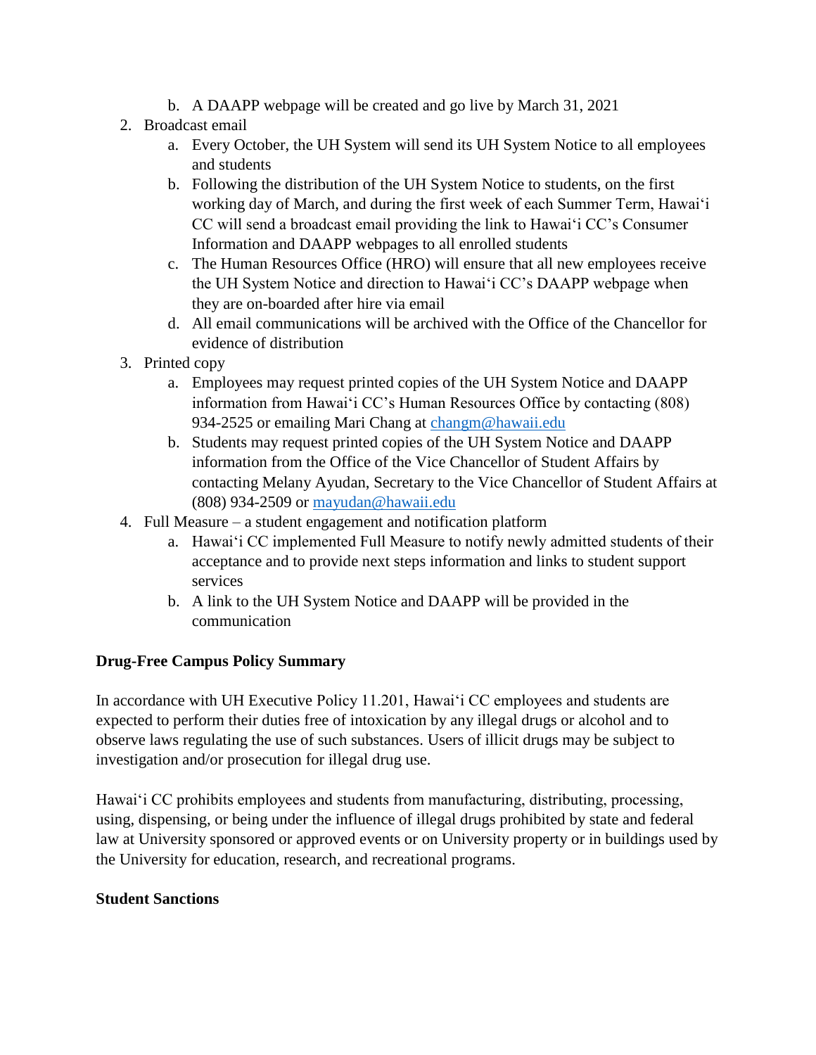b. A DAAPP webpage will be created and go live by March 31, 2021

2. Broadcast email
   a. Every October, the UH System will send its UH System Notice to all employees and students
   b. Following the distribution of the UH System Notice to students, on the first working day of March, and during the first week of each Summer Term, Hawaiʻi CC will send a broadcast email providing the link to Hawaiʻi CC's Consumer Information and DAAPP webpages to all enrolled students
   c. The Human Resources Office (HRO) will ensure that all new employees receive the UH System Notice and direction to Hawaiʻi CC's DAAPP webpage when they are on-boarded after hire via email
   d. All email communications will be archived with the Office of the Chancellor for evidence of distribution

3. Printed copy
   a. Employees may request printed copies of the UH System Notice and DAAPP information from Hawaiʻi CC's Human Resources Office by contacting (808) 934-2525 or emailing Mari Chang at changm@hawaii.edu
   b. Students may request printed copies of the UH System Notice and DAAPP information from the Office of the Vice Chancellor of Student Affairs by contacting Melany Ayudan, Secretary to the Vice Chancellor of Student Affairs at (808) 934-2509 or mayudan@hawaii.edu

4. Full Measure – a student engagement and notification platform
   a. Hawaiʻi CC implemented Full Measure to notify newly admitted students of their acceptance and to provide next steps information and links to student support services
   b. A link to the UH System Notice and DAAPP will be provided in the communication

**Drug-Free Campus Policy Summary**

In accordance with UH Executive Policy 11.201, Hawaiʻi CC employees and students are expected to perform their duties free of intoxication by any illegal drugs or alcohol and to observe laws regulating the use of such substances. Users of illicit drugs may be subject to investigation and/or prosecution for illegal drug use.

Hawaiʻi CC prohibits employees and students from manufacturing, distributing, processing, using, dispensing, or being under the influence of illegal drugs prohibited by state and federal law at University sponsored or approved events or on University property or in buildings used by the University for education, research, and recreational programs.

**Student Sanctions**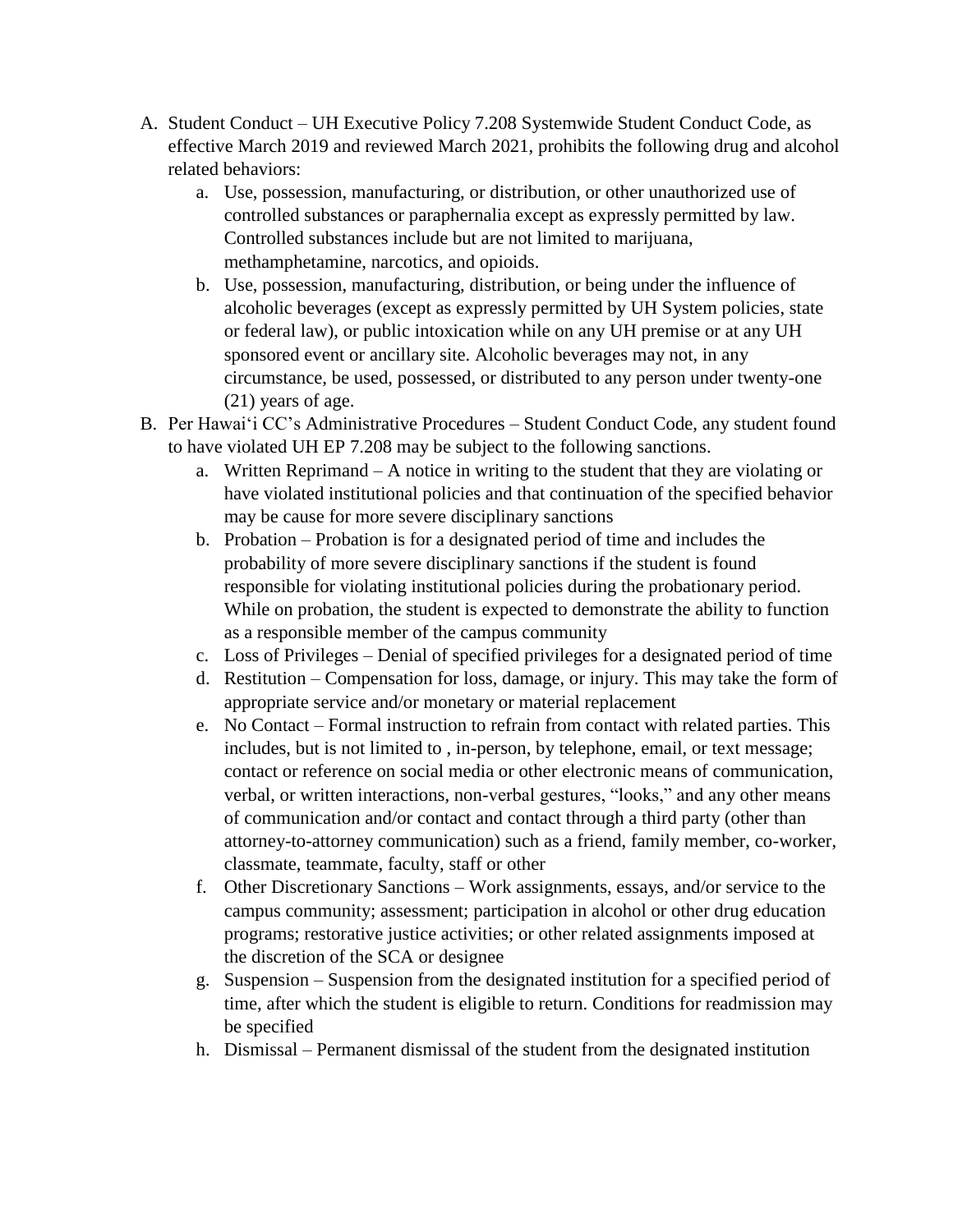A. Student Conduct – UH Executive Policy 7.208 Systemwide Student Conduct Code, as effective March 2019 and reviewed March 2021, prohibits the following drug and alcohol related behaviors:
    a. Use, possession, manufacturing, or distribution, or other unauthorized use of controlled substances or paraphernalia except as expressly permitted by law. Controlled substances include but are not limited to marijuana, methamphetamine, narcotics, and opioids.
    b. Use, possession, manufacturing, distribution, or being under the influence of alcoholic beverages (except as expressly permitted by UH System policies, state or federal law), or public intoxication while on any UH premise or at any UH sponsored event or ancillary site. Alcoholic beverages may not, in any circumstance, be used, possessed, or distributed to any person under twenty-one (21) years of age.
B. Per Hawaiʻi CC's Administrative Procedures – Student Conduct Code, any student found to have violated UH EP 7.208 may be subject to the following sanctions.
    a. Written Reprimand – A notice in writing to the student that they are violating or have violated institutional policies and that continuation of the specified behavior may be cause for more severe disciplinary sanctions
    b. Probation – Probation is for a designated period of time and includes the probability of more severe disciplinary sanctions if the student is found responsible for violating institutional policies during the probationary period. While on probation, the student is expected to demonstrate the ability to function as a responsible member of the campus community
    c. Loss of Privileges – Denial of specified privileges for a designated period of time
    d. Restitution – Compensation for loss, damage, or injury. This may take the form of appropriate service and/or monetary or material replacement
    e. No Contact – Formal instruction to refrain from contact with related parties. This includes, but is not limited to , in-person, by telephone, email, or text message; contact or reference on social media or other electronic means of communication, verbal, or written interactions, non-verbal gestures, "looks," and any other means of communication and/or contact and contact through a third party (other than attorney-to-attorney communication) such as a friend, family member, co-worker, classmate, teammate, faculty, staff or other
    f. Other Discretionary Sanctions – Work assignments, essays, and/or service to the campus community; assessment; participation in alcohol or other drug education programs; restorative justice activities; or other related assignments imposed at the discretion of the SCA or designee
    g. Suspension – Suspension from the designated institution for a specified period of time, after which the student is eligible to return. Conditions for readmission may be specified
    h. Dismissal – Permanent dismissal of the student from the designated institution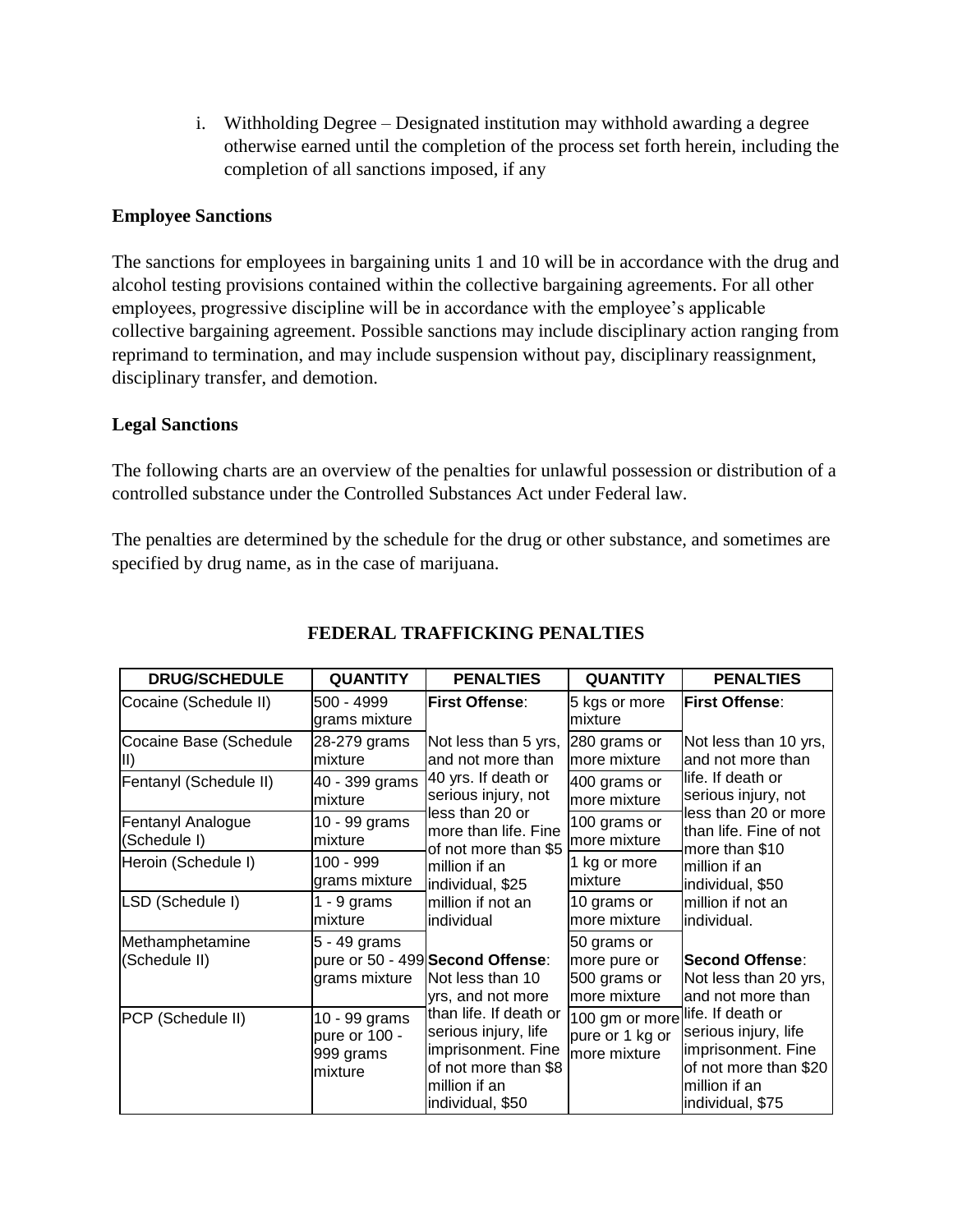i. Withholding Degree – Designated institution may withhold awarding a degree otherwise earned until the completion of the process set forth herein, including the completion of all sanctions imposed, if any

**Employee Sanctions**

The sanctions for employees in bargaining units 1 and 10 will be in accordance with the drug and alcohol testing provisions contained within the collective bargaining agreements. For all other employees, progressive discipline will be in accordance with the employee's applicable collective bargaining agreement. Possible sanctions may include disciplinary action ranging from reprimand to termination, and may include suspension without pay, disciplinary reassignment, disciplinary transfer, and demotion.

**Legal Sanctions**

The following charts are an overview of the penalties for unlawful possession or distribution of a controlled substance under the Controlled Substances Act under Federal law.

The penalties are determined by the schedule for the drug or other substance, and sometimes are specified by drug name, as in the case of marijuana.

**FEDERAL TRAFFICKING PENALTIES**

| DRUG/SCHEDULE | QUANTITY | PENALTIES | QUANTITY | PENALTIES |
|---|---|---|---|---|
| Cocaine (Schedule II) | 500 - 4999 grams mixture | **First Offense**: Not less than 5 yrs, and not more than 40 yrs. If death or serious injury, not less than 20 or more than life. Fine of not more than $5 million if an individual, $25 million if not an individual **Second Offense**: Not less than 10 yrs, and not more than life. If death or serious injury, life imprisonment. Fine of not more than $8 million if an individual, $50 | 5 kgs or more mixture | **First Offense**: Not less than 10 yrs, and not more than life. If death or serious injury, not less than 20 or more than life. Fine of not more than $10 million if an individual, $50 million if not an individual. **Second Offense**: Not less than 20 yrs, and not more than life. If death or serious injury, life imprisonment. Fine of not more than $20 million if an individual, $75 |
| Cocaine Base (Schedule II) | 28-279 grams mixture | | 280 grams or more mixture | |
| Fentanyl (Schedule II) | 40 - 399 grams mixture | | 400 grams or more mixture | |
| Fentanyl Analogue (Schedule I) | 10 - 99 grams mixture | | 100 grams or more mixture | |
| Heroin (Schedule I) | 100 - 999 grams mixture | | 1 kg or more mixture | |
| LSD (Schedule I) | 1 - 9 grams mixture | | 10 grams or more mixture | |
| Methamphetamine (Schedule II) | 5 - 49 grams pure or 50 - 499 grams mixture | | 50 grams or more pure or 500 grams or more mixture | |
| PCP (Schedule II) | 10 - 99 grams pure or 100 - 999 grams mixture | | 100 gm or more pure or 1 kg or more mixture | |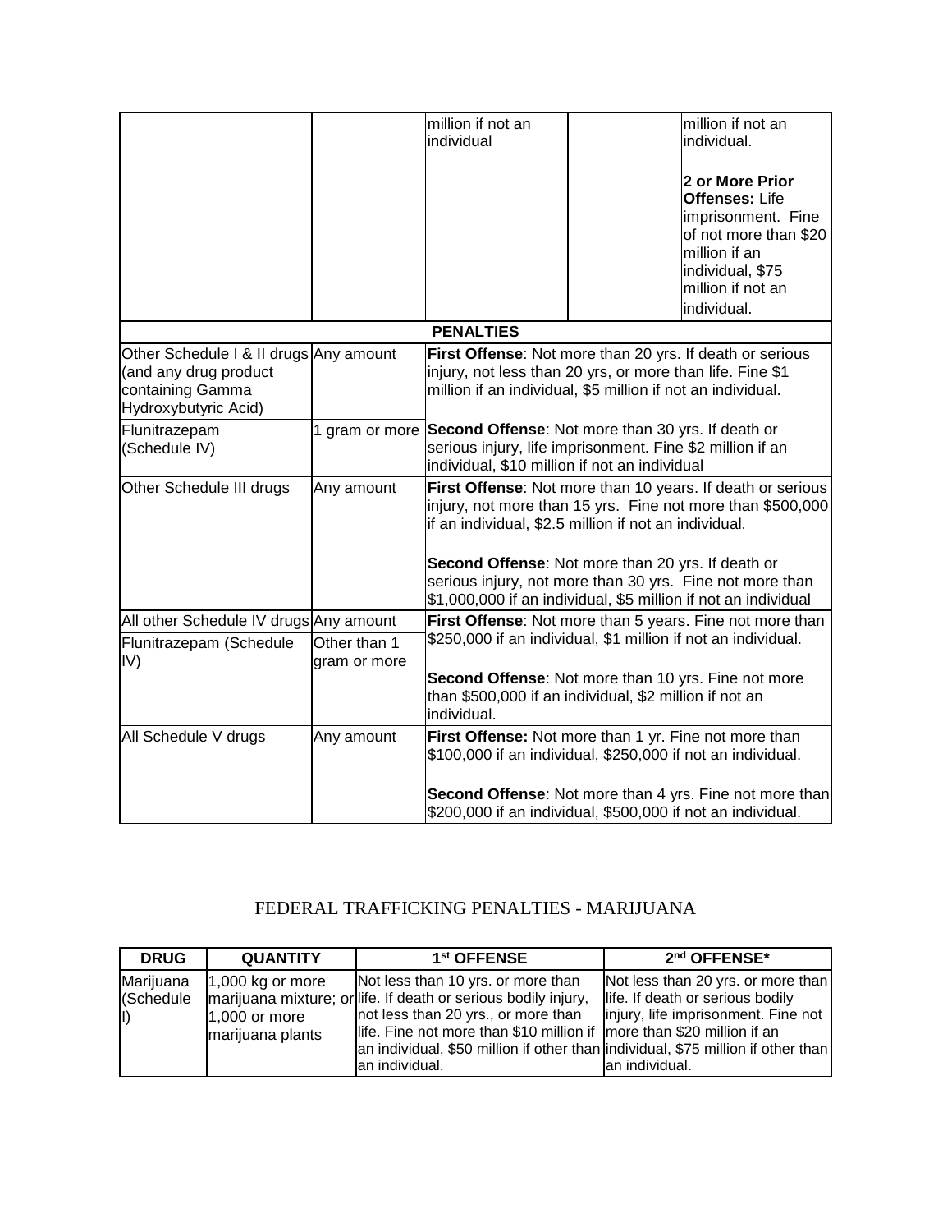| | | | | |
|---|---|---|---|---|
| | | million if not an individual | | million if not an individual.<br><br>**2 or More Prior Offenses:** Life imprisonment. Fine of not more than $20 million if an individual, $75 million if not an individual. |

| | | PENALTIES |
|---|---|---|
| Other Schedule I & II drugs (and any drug product containing Gamma Hydroxybutyric Acid) | Any amount | **First Offense**: Not more than 20 yrs. If death or serious injury, not less than 20 yrs, or more than life. Fine $1 million if an individual, $5 million if not an individual. |
| Flunitrazepam (Schedule IV) | 1 gram or more | **Second Offense**: Not more than 30 yrs. If death or serious injury, life imprisonment. Fine $2 million if an individual, $10 million if not an individual |
| Other Schedule III drugs | Any amount | **First Offense**: Not more than 10 years. If death or serious injury, not more than 15 yrs. Fine not more than $500,000 if an individual, $2.5 million if not an individual.<br><br>**Second Offense**: Not more than 20 yrs. If death or serious injury, not more than 30 yrs. Fine not more than $1,000,000 if an individual, $5 million if not an individual |
| All other Schedule IV drugs | Any amount | **First Offense**: Not more than 5 years. Fine not more than $250,000 if an individual, $1 million if not an individual. |
| Flunitrazepam (Schedule IV) | Other than 1 gram or more | **Second Offense**: Not more than 10 yrs. Fine not more than $500,000 if an individual, $2 million if not an individual. |
| All Schedule V drugs | Any amount | **First Offense:** Not more than 1 yr. Fine not more than $100,000 if an individual, $250,000 if not an individual.<br><br>**Second Offense**: Not more than 4 yrs. Fine not more than $200,000 if an individual, $500,000 if not an individual. |

## FEDERAL TRAFFICKING PENALTIES - MARIJUANA

| DRUG | QUANTITY | 1st OFFENSE | 2nd OFFENSE* |
|---|---|---|---|
| Marijuana (Schedule I) | 1,000 kg or more marijuana mixture; or 1,000 or more marijuana plants | Not less than 10 yrs. or more than life. If death or serious bodily injury, not less than 20 yrs., or more than life. Fine not more than $10 million if an individual, $50 million if other than an individual. | Not less than 20 yrs. or more than life. If death or serious bodily injury, life imprisonment. Fine not more than $20 million if an individual, $75 million if other than an individual. |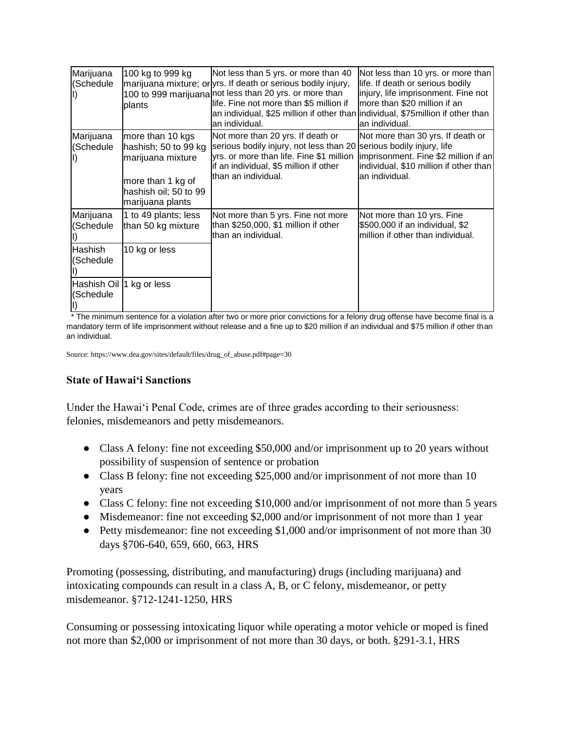| Marijuana (Schedule I) | 100 kg to 999 kg marijuana mixture; or 100 to 999 marijuana plants | Not less than 5 yrs. or more than 40 yrs. If death or serious bodily injury, not less than 20 yrs. or more than life. Fine not more than $5 million if an individual, $25 million if other than an individual. | Not less than 10 yrs. or more than life. If death or serious bodily injury, life imprisonment. Fine not more than $20 million if an individual, $75million if other than an individual. |
|---|---|---|---|
| Marijuana (Schedule I) | more than 10 kgs hashish; 50 to 99 kg marijuana mixture<br><br>more than 1 kg of hashish oil; 50 to 99 marijuana plants | Not more than 20 yrs. If death or serious bodily injury, not less than 20 yrs. or more than life. Fine $1 million if an individual, $5 million if other than an individual. | Not more than 30 yrs. If death or serious bodily injury, life imprisonment. Fine $2 million if an individual, $10 million if other than an individual. |
| Marijuana (Schedule I) | 1 to 49 plants; less than 50 kg mixture | Not more than 5 yrs. Fine not more than $250,000, $1 million if other than an individual. | Not more than 10 yrs. Fine $500,000 if an individual, $2 million if other than individual. |
| Hashish (Schedule I) | 10 kg or less | | |
| Hashish Oil (Schedule I) | 1 kg or less | | |

* The minimum sentence for a violation after two or more prior convictions for a felony drug offense have become final is a mandatory term of life imprisonment without release and a fine up to $20 million if an individual and $75 million if other than an individual.

Source: https://www.dea.gov/sites/default/files/drug_of_abuse.pdf#page=30

### State of Hawaiʻi Sanctions

Under the Hawaiʻi Penal Code, crimes are of three grades according to their seriousness: felonies, misdemeanors and petty misdemeanors.

- Class A felony: fine not exceeding $50,000 and/or imprisonment up to 20 years without possibility of suspension of sentence or probation
- Class B felony: fine not exceeding $25,000 and/or imprisonment of not more than 10 years
- Class C felony: fine not exceeding $10,000 and/or imprisonment of not more than 5 years
- Misdemeanor: fine not exceeding $2,000 and/or imprisonment of not more than 1 year
- Petty misdemeanor: fine not exceeding $1,000 and/or imprisonment of not more than 30 days §706-640, 659, 660, 663, HRS

Promoting (possessing, distributing, and manufacturing) drugs (including marijuana) and intoxicating compounds can result in a class A, B, or C felony, misdemeanor, or petty misdemeanor. §712-1241-1250, HRS

Consuming or possessing intoxicating liquor while operating a motor vehicle or moped is fined not more than $2,000 or imprisonment of not more than 30 days, or both. §291-3.1, HRS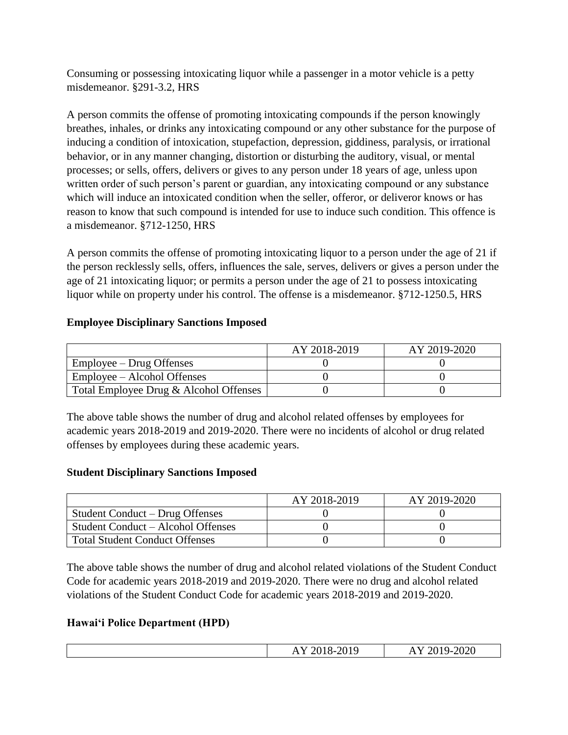Consuming or possessing intoxicating liquor while a passenger in a motor vehicle is a petty misdemeanor. §291-3.2, HRS

A person commits the offense of promoting intoxicating compounds if the person knowingly breathes, inhales, or drinks any intoxicating compound or any other substance for the purpose of inducing a condition of intoxication, stupefaction, depression, giddiness, paralysis, or irrational behavior, or in any manner changing, distortion or disturbing the auditory, visual, or mental processes; or sells, offers, delivers or gives to any person under 18 years of age, unless upon written order of such person's parent or guardian, any intoxicating compound or any substance which will induce an intoxicated condition when the seller, offeror, or deliveror knows or has reason to know that such compound is intended for use to induce such condition. This offence is a misdemeanor. §712-1250, HRS

A person commits the offense of promoting intoxicating liquor to a person under the age of 21 if the person recklessly sells, offers, influences the sale, serves, delivers or gives a person under the age of 21 intoxicating liquor; or permits a person under the age of 21 to possess intoxicating liquor while on property under his control. The offense is a misdemeanor. §712-1250.5, HRS

**Employee Disciplinary Sanctions Imposed**

| | AY 2018-2019 | AY 2019-2020 |
|---|---|---|
| Employee – Drug Offenses | 0 | 0 |
| Employee – Alcohol Offenses | 0 | 0 |
| Total Employee Drug & Alcohol Offenses | 0 | 0 |

The above table shows the number of drug and alcohol related offenses by employees for academic years 2018-2019 and 2019-2020. There were no incidents of alcohol or drug related offenses by employees during these academic years.

**Student Disciplinary Sanctions Imposed**

| | AY 2018-2019 | AY 2019-2020 |
|---|---|---|
| Student Conduct – Drug Offenses | 0 | 0 |
| Student Conduct – Alcohol Offenses | 0 | 0 |
| Total Student Conduct Offenses | 0 | 0 |

The above table shows the number of drug and alcohol related violations of the Student Conduct Code for academic years 2018-2019 and 2019-2020. There were no drug and alcohol related violations of the Student Conduct Code for academic years 2018-2019 and 2019-2020.

**Hawai'i Police Department (HPD)**

| | AY 2018-2019 | AY 2019-2020 |
|---|---|---|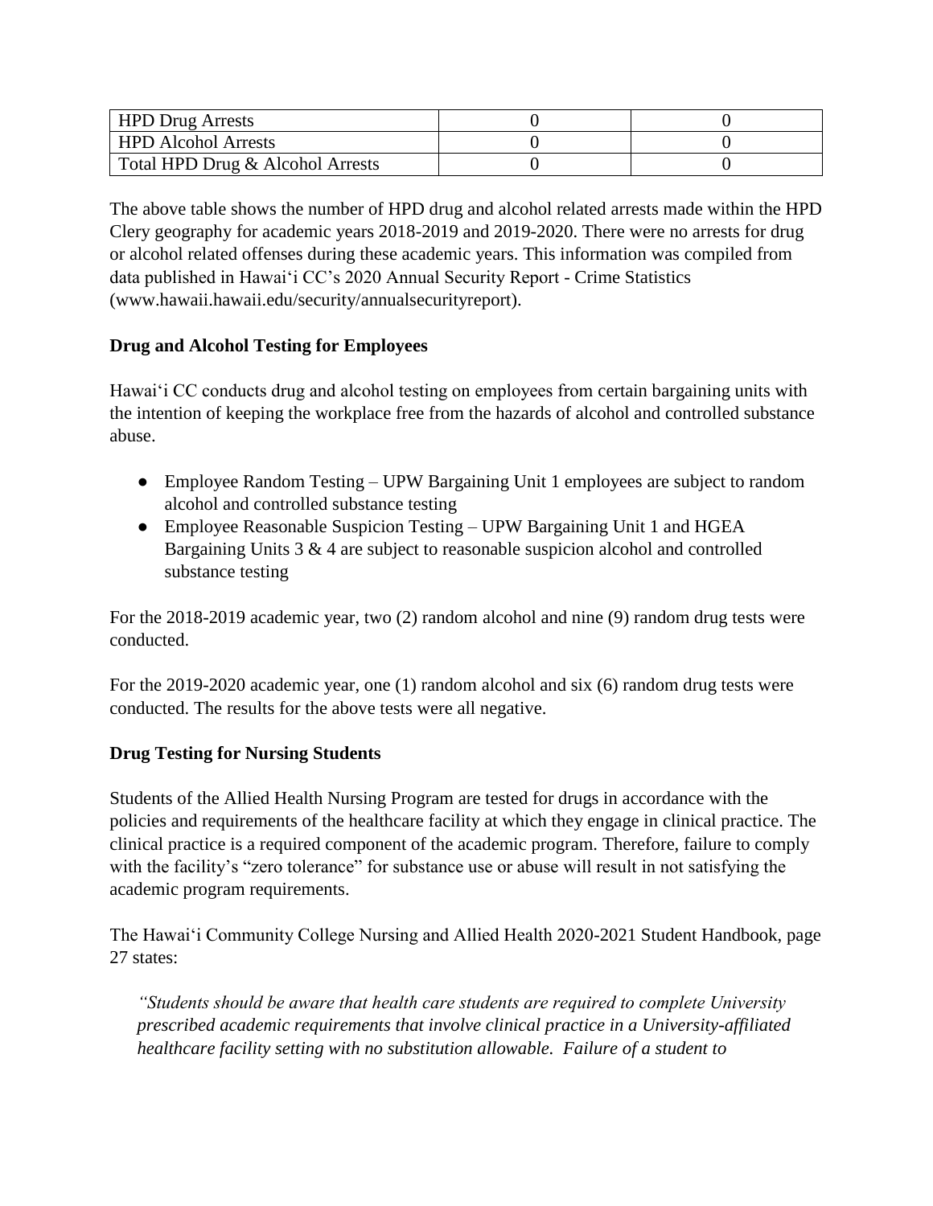| HPD Drug Arrests | 0 | 0 |
| --- | --- | --- |
| HPD Alcohol Arrests | 0 | 0 |
| Total HPD Drug & Alcohol Arrests | 0 | 0 |

The above table shows the number of HPD drug and alcohol related arrests made within the HPD Clery geography for academic years 2018-2019 and 2019-2020. There were no arrests for drug or alcohol related offenses during these academic years. This information was compiled from data published in Hawaiʻi CC's 2020 Annual Security Report - Crime Statistics (www.hawaii.hawaii.edu/security/annualsecurityreport).

**Drug and Alcohol Testing for Employees**

Hawaiʻi CC conducts drug and alcohol testing on employees from certain bargaining units with the intention of keeping the workplace free from the hazards of alcohol and controlled substance abuse.

- Employee Random Testing – UPW Bargaining Unit 1 employees are subject to random alcohol and controlled substance testing
- Employee Reasonable Suspicion Testing – UPW Bargaining Unit 1 and HGEA Bargaining Units 3 & 4 are subject to reasonable suspicion alcohol and controlled substance testing

For the 2018-2019 academic year, two (2) random alcohol and nine (9) random drug tests were conducted.

For the 2019-2020 academic year, one (1) random alcohol and six (6) random drug tests were conducted. The results for the above tests were all negative.

**Drug Testing for Nursing Students**

Students of the Allied Health Nursing Program are tested for drugs in accordance with the policies and requirements of the healthcare facility at which they engage in clinical practice. The clinical practice is a required component of the academic program. Therefore, failure to comply with the facility's "zero tolerance" for substance use or abuse will result in not satisfying the academic program requirements.

The Hawaiʻi Community College Nursing and Allied Health 2020-2021 Student Handbook, page 27 states:

*"Students should be aware that health care students are required to complete University prescribed academic requirements that involve clinical practice in a University-affiliated healthcare facility setting with no substitution allowable. Failure of a student to*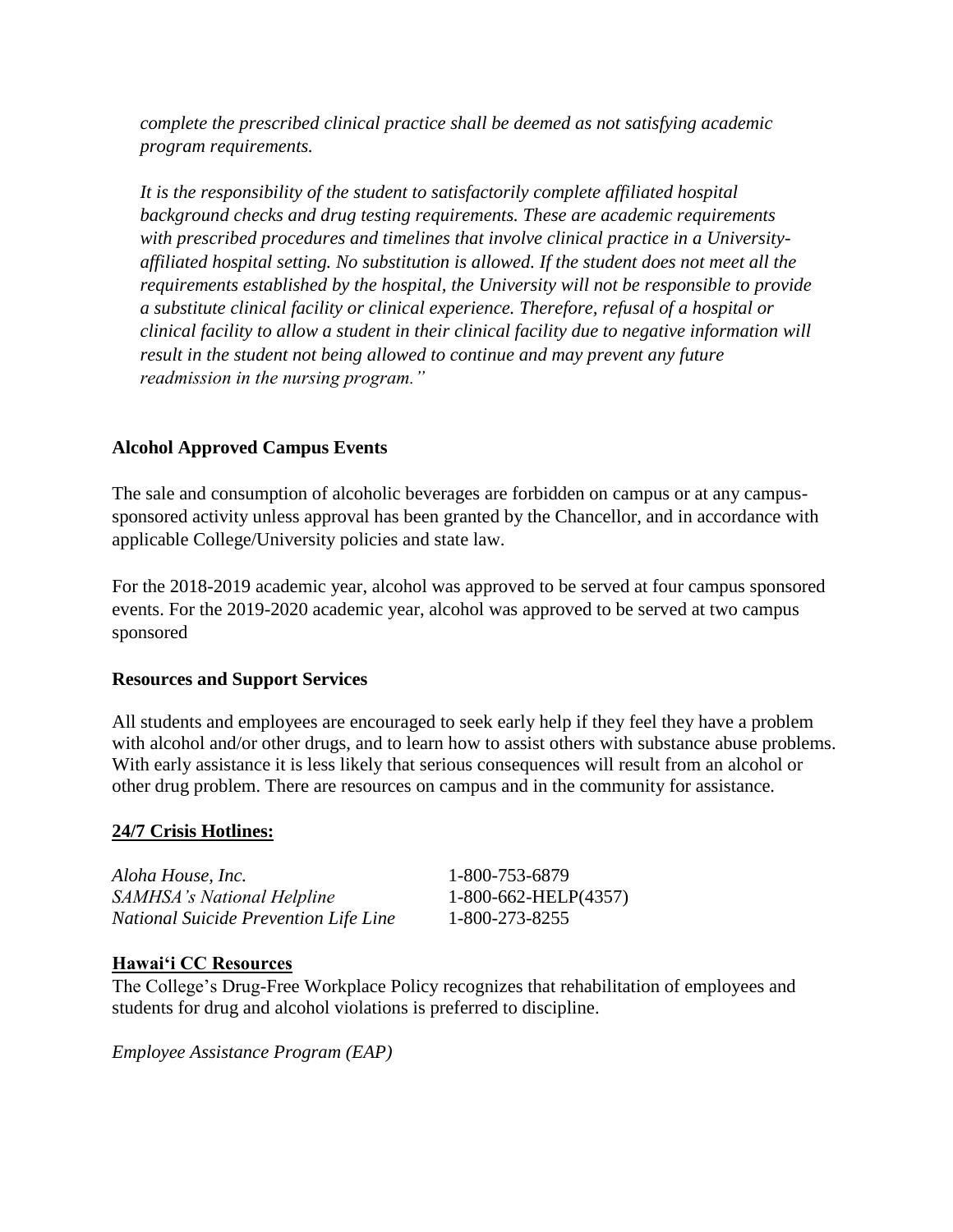*complete the prescribed clinical practice shall be deemed as not satisfying academic program requirements.*

*It is the responsibility of the student to satisfactorily complete affiliated hospital background checks and drug testing requirements. These are academic requirements with prescribed procedures and timelines that involve clinical practice in a University-affiliated hospital setting. No substitution is allowed. If the student does not meet all the requirements established by the hospital, the University will not be responsible to provide a substitute clinical facility or clinical experience. Therefore, refusal of a hospital or clinical facility to allow a student in their clinical facility due to negative information will result in the student not being allowed to continue and may prevent any future readmission in the nursing program."*

**Alcohol Approved Campus Events**

The sale and consumption of alcoholic beverages are forbidden on campus or at any campus-sponsored activity unless approval has been granted by the Chancellor, and in accordance with applicable College/University policies and state law.

For the 2018-2019 academic year, alcohol was approved to be served at four campus sponsored events. For the 2019-2020 academic year, alcohol was approved to be served at two campus sponsored

**Resources and Support Services**

All students and employees are encouraged to seek early help if they feel they have a problem with alcohol and/or other drugs, and to learn how to assist others with substance abuse problems. With early assistance it is less likely that serious consequences will result from an alcohol or other drug problem. There are resources on campus and in the community for assistance.

**24/7 Crisis Hotlines:**

| | |
|---|---|
| *Aloha House, Inc.* | 1-800-753-6879 |
| *SAMHSA's National Helpline* | 1-800-662-HELP(4357) |
| *National Suicide Prevention Life Line* | 1-800-273-8255 |

**Hawaiʻi CC Resources**

The College's Drug-Free Workplace Policy recognizes that rehabilitation of employees and students for drug and alcohol violations is preferred to discipline.

*Employee Assistance Program (EAP)*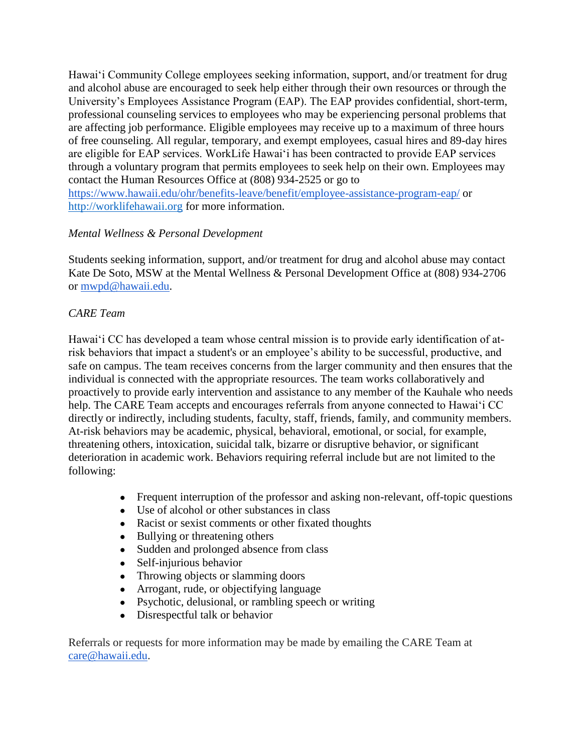Hawaiʻi Community College employees seeking information, support, and/or treatment for drug and alcohol abuse are encouraged to seek help either through their own resources or through the University's Employees Assistance Program (EAP). The EAP provides confidential, short-term, professional counseling services to employees who may be experiencing personal problems that are affecting job performance. Eligible employees may receive up to a maximum of three hours of free counseling. All regular, temporary, and exempt employees, casual hires and 89-day hires are eligible for EAP services. WorkLife Hawaiʻi has been contracted to provide EAP services through a voluntary program that permits employees to seek help on their own. Employees may contact the Human Resources Office at (808) 934-2525 or go to https://www.hawaii.edu/ohr/benefits-leave/benefit/employee-assistance-program-eap/ or http://worklifehawaii.org for more information.

*Mental Wellness & Personal Development*

Students seeking information, support, and/or treatment for drug and alcohol abuse may contact Kate De Soto, MSW at the Mental Wellness & Personal Development Office at (808) 934-2706 or mwpd@hawaii.edu.

*CARE Team*

Hawaiʻi CC has developed a team whose central mission is to provide early identification of at-risk behaviors that impact a student's or an employee's ability to be successful, productive, and safe on campus. The team receives concerns from the larger community and then ensures that the individual is connected with the appropriate resources. The team works collaboratively and proactively to provide early intervention and assistance to any member of the Kauhale who needs help. The CARE Team accepts and encourages referrals from anyone connected to Hawaiʻi CC directly or indirectly, including students, faculty, staff, friends, family, and community members. At-risk behaviors may be academic, physical, behavioral, emotional, or social, for example, threatening others, intoxication, suicidal talk, bizarre or disruptive behavior, or significant deterioration in academic work. Behaviors requiring referral include but are not limited to the following:

- Frequent interruption of the professor and asking non-relevant, off-topic questions
- Use of alcohol or other substances in class
- Racist or sexist comments or other fixated thoughts
- Bullying or threatening others
- Sudden and prolonged absence from class
- Self-injurious behavior
- Throwing objects or slamming doors
- Arrogant, rude, or objectifying language
- Psychotic, delusional, or rambling speech or writing
- Disrespectful talk or behavior

Referrals or requests for more information may be made by emailing the CARE Team at care@hawaii.edu.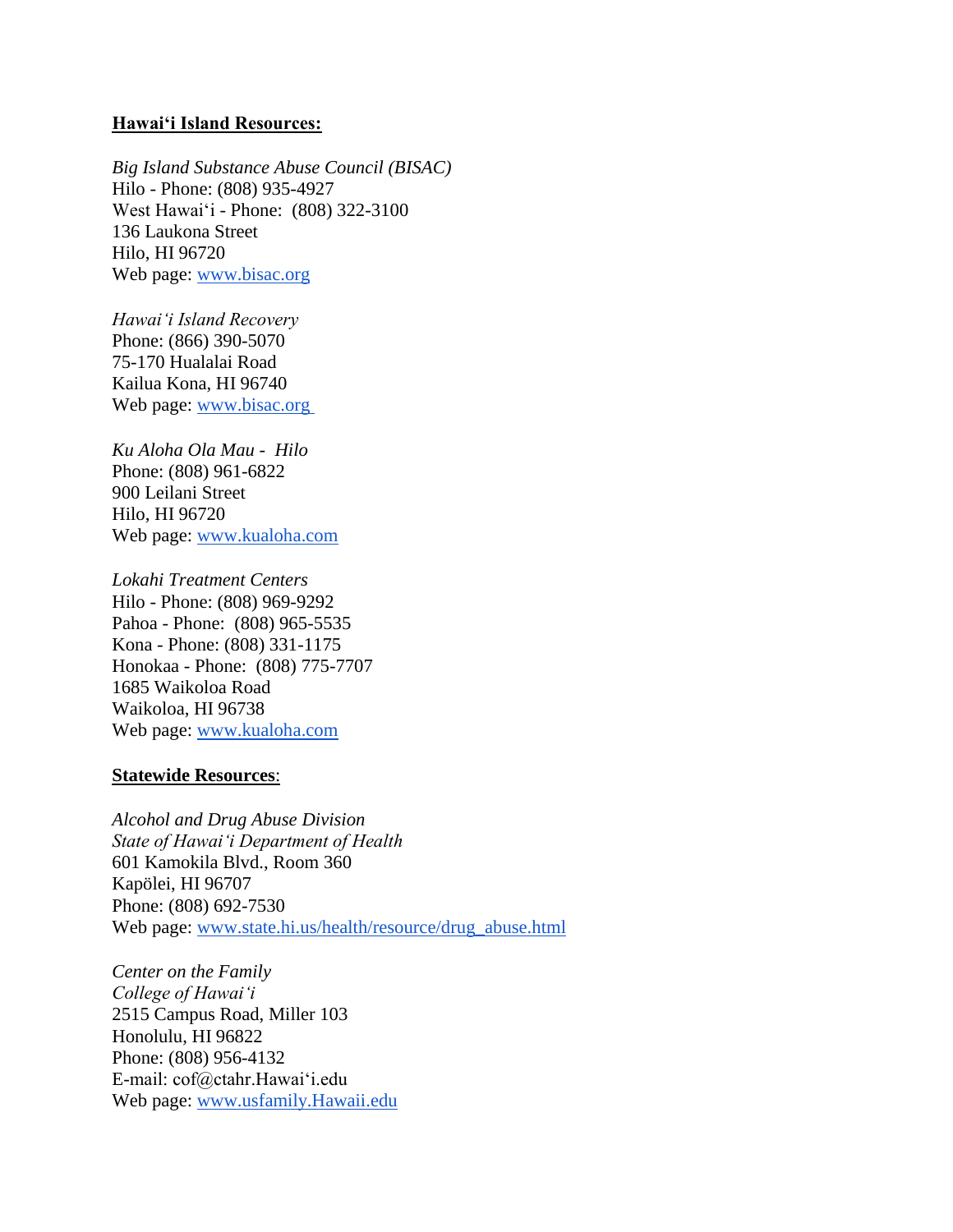**Hawai'i Island Resources:**

*Big Island Substance Abuse Council (BISAC)*
Hilo - Phone: (808) 935-4927
West Hawai'i - Phone: (808) 322-3100
136 Laukona Street
Hilo, HI 96720
Web page: www.bisac.org

*Hawai'i Island Recovery*
Phone: (866) 390-5070
75-170 Hualalai Road
Kailua Kona, HI 96740
Web page: www.bisac.org

*Ku Aloha Ola Mau - Hilo*
Phone: (808) 961-6822
900 Leilani Street
Hilo, HI 96720
Web page: www.kualoha.com

*Lokahi Treatment Centers*
Hilo - Phone: (808) 969-9292
Pahoa - Phone: (808) 965-5535
Kona - Phone: (808) 331-1175
Honokaa - Phone: (808) 775-7707
1685 Waikoloa Road
Waikoloa, HI 96738
Web page: www.kualoha.com

**Statewide Resources**:

*Alcohol and Drug Abuse Division*
*State of Hawai'i Department of Health*
601 Kamokila Blvd., Room 360
Kapölei, HI 96707
Phone: (808) 692-7530
Web page: www.state.hi.us/health/resource/drug_abuse.html

*Center on the Family*
*College of Hawai'i*
2515 Campus Road, Miller 103
Honolulu, HI 96822
Phone: (808) 956-4132
E-mail: cof@ctahr.Hawai'i.edu
Web page: www.usfamily.Hawaii.edu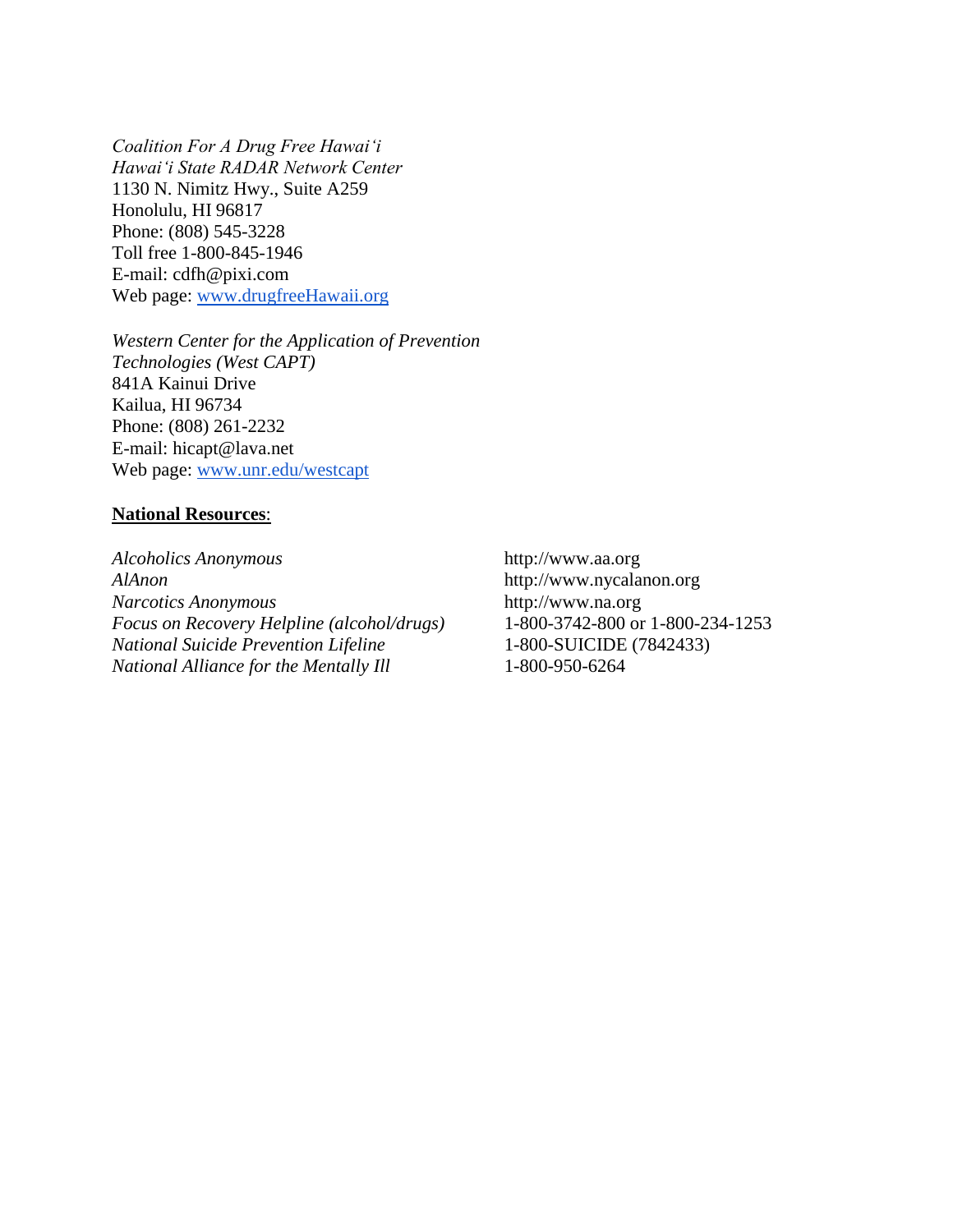*Coalition For A Drug Free Hawai'i*
*Hawai'i State RADAR Network Center*
1130 N. Nimitz Hwy., Suite A259
Honolulu, HI 96817
Phone: (808) 545-3228
Toll free 1-800-845-1946
E-mail: cdfh@pixi.com
Web page: [www.drugfreeHawaii.org](http://www.drugfreeHawaii.org)

*Western Center for the Application of Prevention Technologies (West CAPT)*
841A Kainui Drive
Kailua, HI 96734
Phone: (808) 261-2232
E-mail: hicapt@lava.net
Web page: [www.unr.edu/westcapt](http://www.unr.edu/westcapt)

**<u>National Resources</u>**:

| | |
|---|---|
| *Alcoholics Anonymous* | http://www.aa.org |
| *AlAnon* | http://www.nycalanon.org |
| *Narcotics Anonymous* | http://www.na.org |
| *Focus on Recovery Helpline (alcohol/drugs)* | 1-800-3742-800 or 1-800-234-1253 |
| *National Suicide Prevention Lifeline* | 1-800-SUICIDE (7842433) |
| *National Alliance for the Mentally Ill* | 1-800-950-6264 |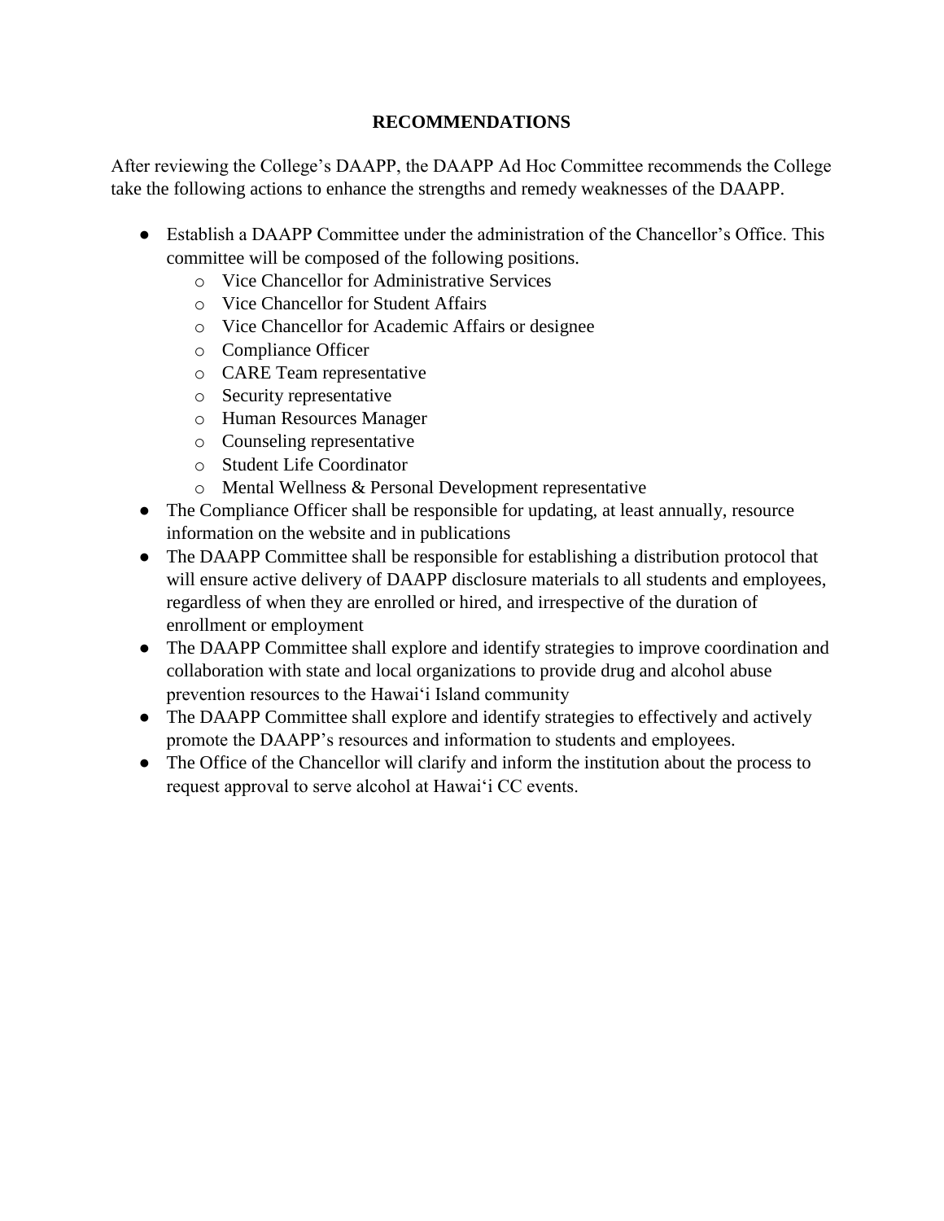## RECOMMENDATIONS

After reviewing the College's DAAPP, the DAAPP Ad Hoc Committee recommends the College take the following actions to enhance the strengths and remedy weaknesses of the DAAPP.

- Establish a DAAPP Committee under the administration of the Chancellor's Office. This committee will be composed of the following positions.
    - Vice Chancellor for Administrative Services
    - Vice Chancellor for Student Affairs
    - Vice Chancellor for Academic Affairs or designee
    - Compliance Officer
    - CARE Team representative
    - Security representative
    - Human Resources Manager
    - Counseling representative
    - Student Life Coordinator
    - Mental Wellness & Personal Development representative
- The Compliance Officer shall be responsible for updating, at least annually, resource information on the website and in publications
- The DAAPP Committee shall be responsible for establishing a distribution protocol that will ensure active delivery of DAAPP disclosure materials to all students and employees, regardless of when they are enrolled or hired, and irrespective of the duration of enrollment or employment
- The DAAPP Committee shall explore and identify strategies to improve coordination and collaboration with state and local organizations to provide drug and alcohol abuse prevention resources to the Hawaiʻi Island community
- The DAAPP Committee shall explore and identify strategies to effectively and actively promote the DAAPP's resources and information to students and employees.
- The Office of the Chancellor will clarify and inform the institution about the process to request approval to serve alcohol at Hawaiʻi CC events.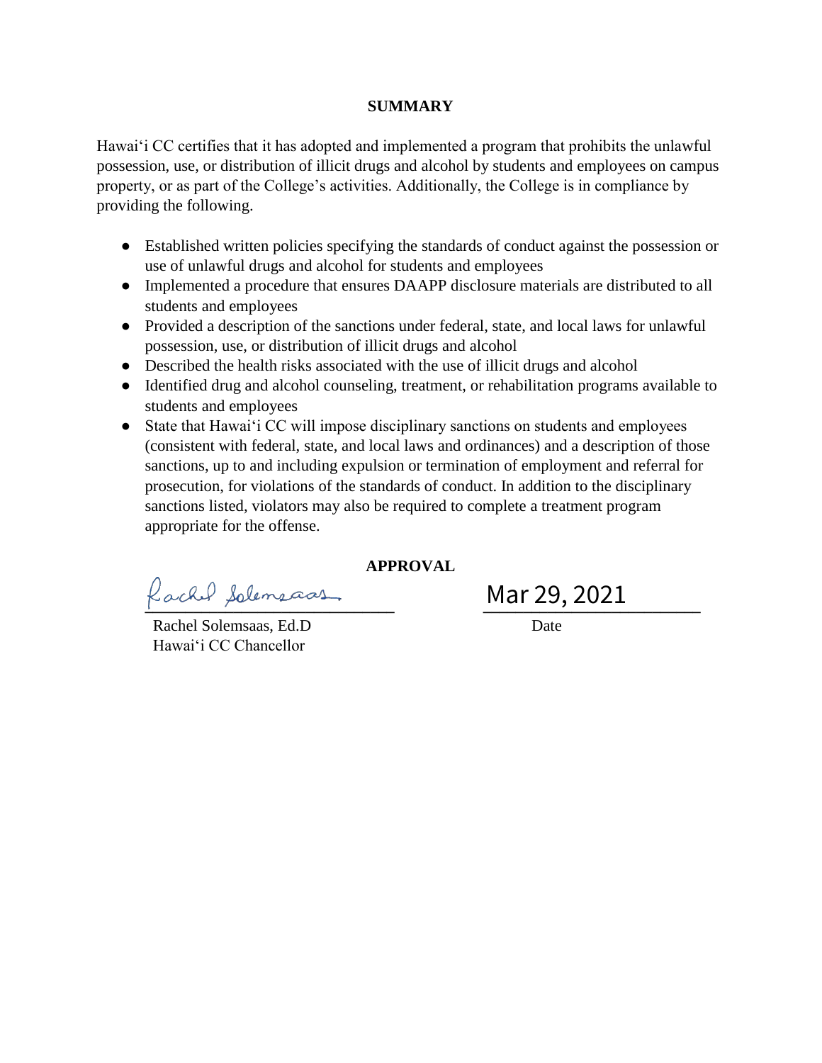## SUMMARY

Hawai'i CC certifies that it has adopted and implemented a program that prohibits the unlawful possession, use, or distribution of illicit drugs and alcohol by students and employees on campus property, or as part of the College's activities. Additionally, the College is in compliance by providing the following.

- Established written policies specifying the standards of conduct against the possession or use of unlawful drugs and alcohol for students and employees
- Implemented a procedure that ensures DAAPP disclosure materials are distributed to all students and employees
- Provided a description of the sanctions under federal, state, and local laws for unlawful possession, use, or distribution of illicit drugs and alcohol
- Described the health risks associated with the use of illicit drugs and alcohol
- Identified drug and alcohol counseling, treatment, or rehabilitation programs available to students and employees
- State that Hawai'i CC will impose disciplinary sanctions on students and employees (consistent with federal, state, and local laws and ordinances) and a description of those sanctions, up to and including expulsion or termination of employment and referral for prosecution, for violations of the standards of conduct. In addition to the disciplinary sanctions listed, violators may also be required to complete a treatment program appropriate for the offense.

## APPROVAL

Rachel Solemsaas

Rachel Solemsaas, Ed.D
Hawai'i CC Chancellor

Mar 29, 2021

Date